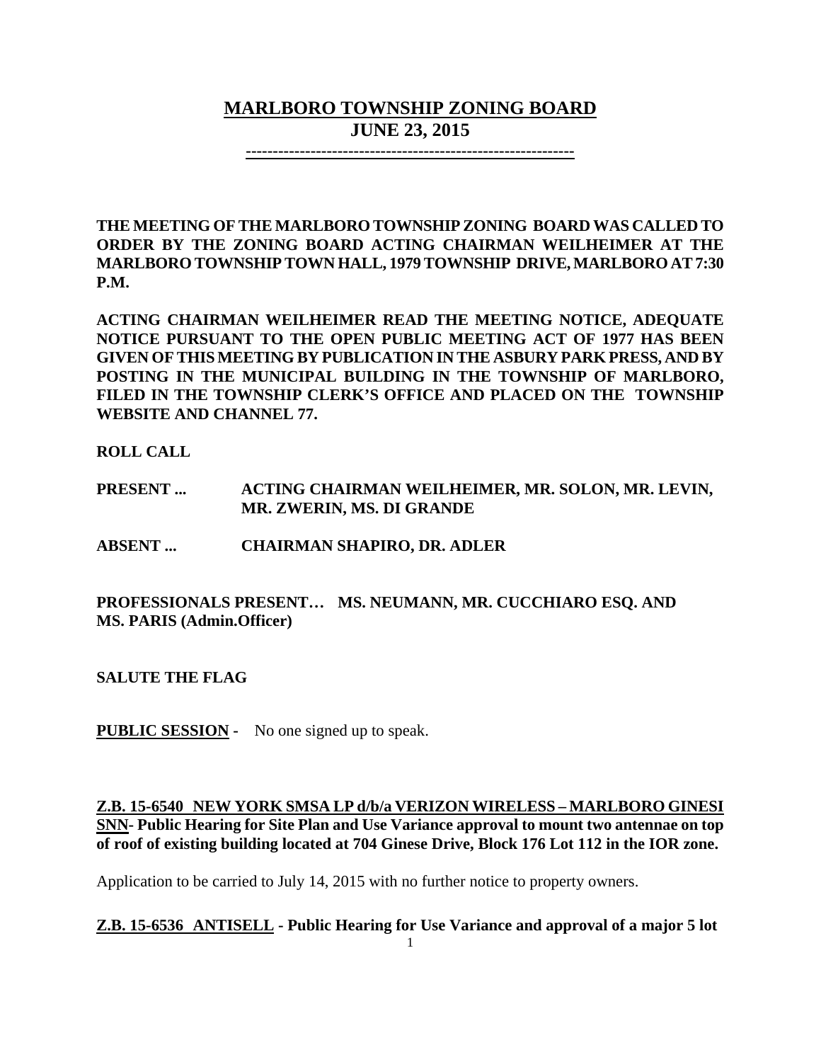# MARLBORO TOWNSHIP ZONING BOARD
## JUNE 23, 2015

------------------------------------------------------------

**THE MEETING OF THE MARLBORO TOWNSHIP ZONING BOARD WAS CALLED TO ORDER BY THE ZONING BOARD ACTING CHAIRMAN WEILHEIMER AT THE MARLBORO TOWNSHIP TOWN HALL, 1979 TOWNSHIP DRIVE, MARLBORO AT 7:30 P.M.**

**ACTING CHAIRMAN WEILHEIMER READ THE MEETING NOTICE, ADEQUATE NOTICE PURSUANT TO THE OPEN PUBLIC MEETING ACT OF 1977 HAS BEEN GIVEN OF THIS MEETING BY PUBLICATION IN THE ASBURY PARK PRESS, AND BY POSTING IN THE MUNICIPAL BUILDING IN THE TOWNSHIP OF MARLBORO, FILED IN THE TOWNSHIP CLERK'S OFFICE AND PLACED ON THE TOWNSHIP WEBSITE AND CHANNEL 77.**

**ROLL CALL**

**PRESENT ... ACTING CHAIRMAN WEILHEIMER, MR. SOLON, MR. LEVIN, MR. ZWERIN, MS. DI GRANDE**

**ABSENT ... CHAIRMAN SHAPIRO, DR. ADLER**

**PROFESSIONALS PRESENT… MS. NEUMANN, MR. CUCCHIARO ESQ. AND MS. PARIS (Admin.Officer)**

**SALUTE THE FLAG**

**PUBLIC SESSION -** No one signed up to speak.

**Z.B. 15-6540 NEW YORK SMSA LP d/b/a VERIZON WIRELESS – MARLBORO GINESI SNN- Public Hearing for Site Plan and Use Variance approval to mount two antennae on top of roof of existing building located at 704 Ginese Drive, Block 176 Lot 112 in the IOR zone.**

Application to be carried to July 14, 2015 with no further notice to property owners.

**Z.B. 15-6536 ANTISELL - Public Hearing for Use Variance and approval of a major 5 lot**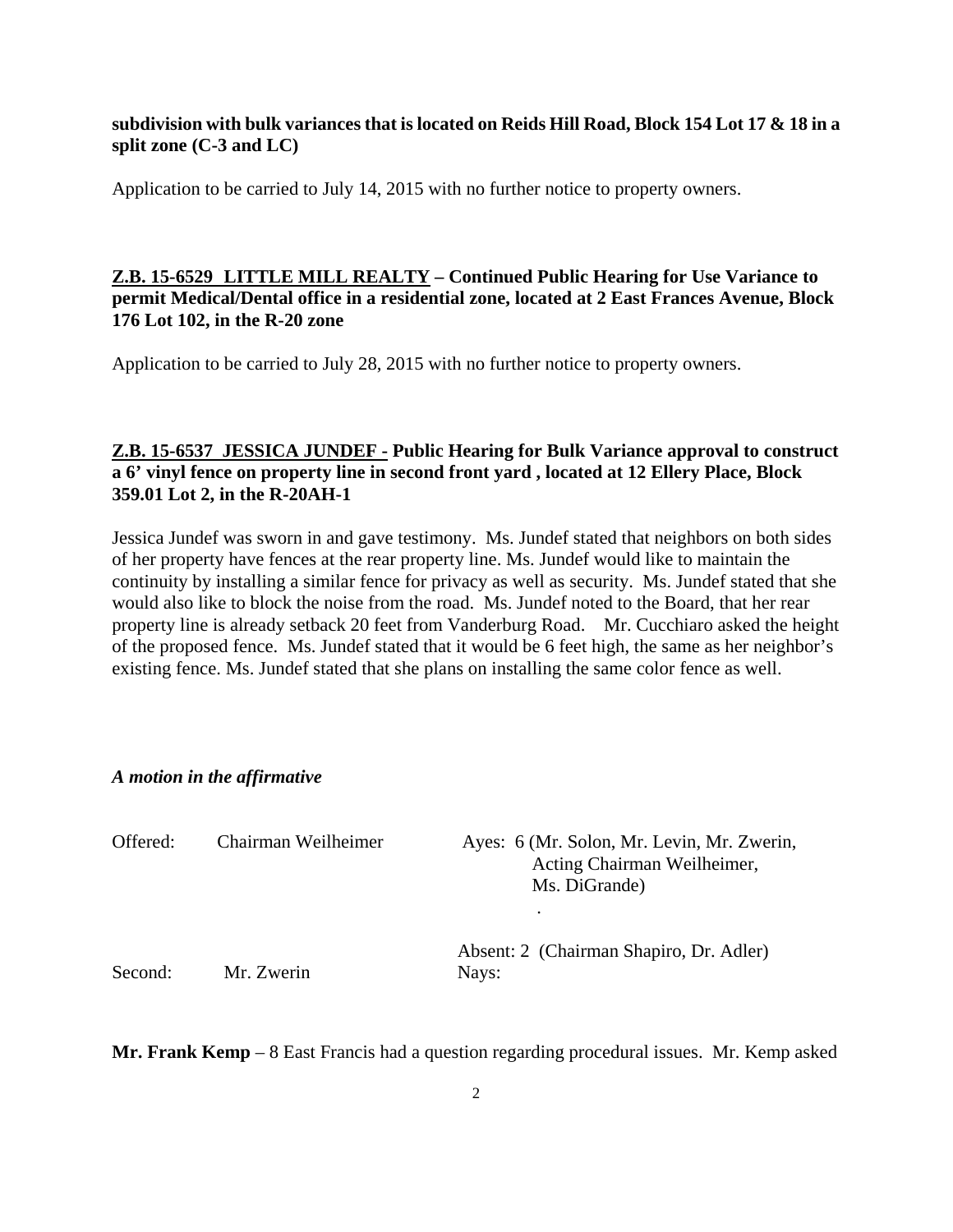**subdivision with bulk variances that is located on Reids Hill Road, Block 154 Lot 17 & 18 in a split zone (C-3 and LC)**

Application to be carried to July 14, 2015 with no further notice to property owners.

**<u>Z.B. 15-6529 LITTLE MILL REALTY</u> – Continued Public Hearing for Use Variance to permit Medical/Dental office in a residential zone, located at 2 East Frances Avenue, Block 176 Lot 102, in the R-20 zone**

Application to be carried to July 28, 2015 with no further notice to property owners.

**<u>Z.B. 15-6537 JESSICA JUNDEF -</u> Public Hearing for Bulk Variance approval to construct a 6' vinyl fence on property line in second front yard , located at 12 Ellery Place, Block 359.01 Lot 2, in the R-20AH-1**

Jessica Jundef was sworn in and gave testimony. Ms. Jundef stated that neighbors on both sides of her property have fences at the rear property line. Ms. Jundef would like to maintain the continuity by installing a similar fence for privacy as well as security. Ms. Jundef stated that she would also like to block the noise from the road. Ms. Jundef noted to the Board, that her rear property line is already setback 20 feet from Vanderburg Road. Mr. Cucchiaro asked the height of the proposed fence. Ms. Jundef stated that it would be 6 feet high, the same as her neighbor's existing fence. Ms. Jundef stated that she plans on installing the same color fence as well.

***A motion in the affirmative***

| | | |
|---|---|---|
| Offered: | Chairman Weilheimer | Ayes: 6 (Mr. Solon, Mr. Levin, Mr. Zwerin, Acting Chairman Weilheimer, Ms. DiGrande) . |
| | | Absent: 2 (Chairman Shapiro, Dr. Adler) |
| Second: | Mr. Zwerin | Nays: |

**Mr. Frank Kemp** – 8 East Francis had a question regarding procedural issues. Mr. Kemp asked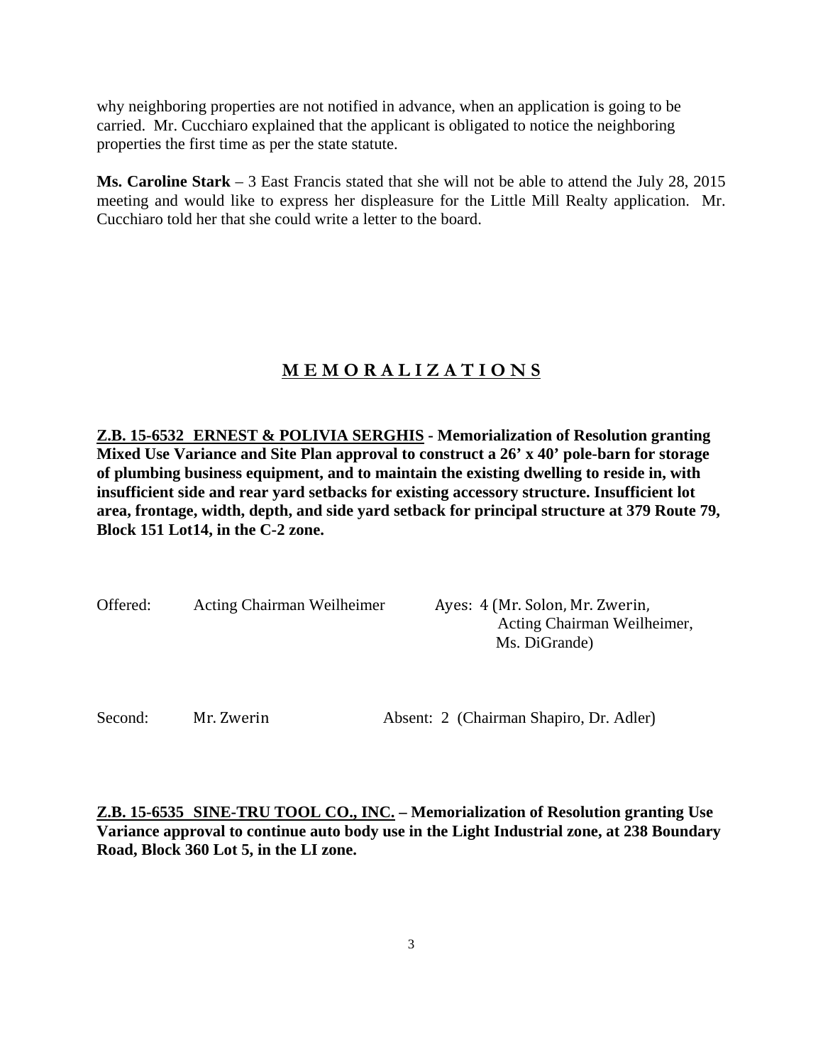why neighboring properties are not notified in advance, when an application is going to be carried. Mr. Cucchiaro explained that the applicant is obligated to notice the neighboring properties the first time as per the state statute.

**Ms. Caroline Stark** – 3 East Francis stated that she will not be able to attend the July 28, 2015 meeting and would like to express her displeasure for the Little Mill Realty application. Mr. Cucchiaro told her that she could write a letter to the board.

## M E M O R A L I Z A T I O N S

**Z.B. 15-6532 ERNEST & POLIVIA SERGHIS - Memorialization of Resolution granting Mixed Use Variance and Site Plan approval to construct a 26' x 40' pole-barn for storage of plumbing business equipment, and to maintain the existing dwelling to reside in, with insufficient side and rear yard setbacks for existing accessory structure. Insufficient lot area, frontage, width, depth, and side yard setback for principal structure at 379 Route 79, Block 151 Lot14, in the C-2 zone.**

Offered: Acting Chairman Weilheimer — Ayes: 4 (Mr. Solon, Mr. Zwerin, Acting Chairman Weilheimer, Ms. DiGrande)

Second: Mr. Zwerin — Absent: 2 (Chairman Shapiro, Dr. Adler)

**Z.B. 15-6535 SINE-TRU TOOL CO., INC. – Memorialization of Resolution granting Use Variance approval to continue auto body use in the Light Industrial zone, at 238 Boundary Road, Block 360 Lot 5, in the LI zone.**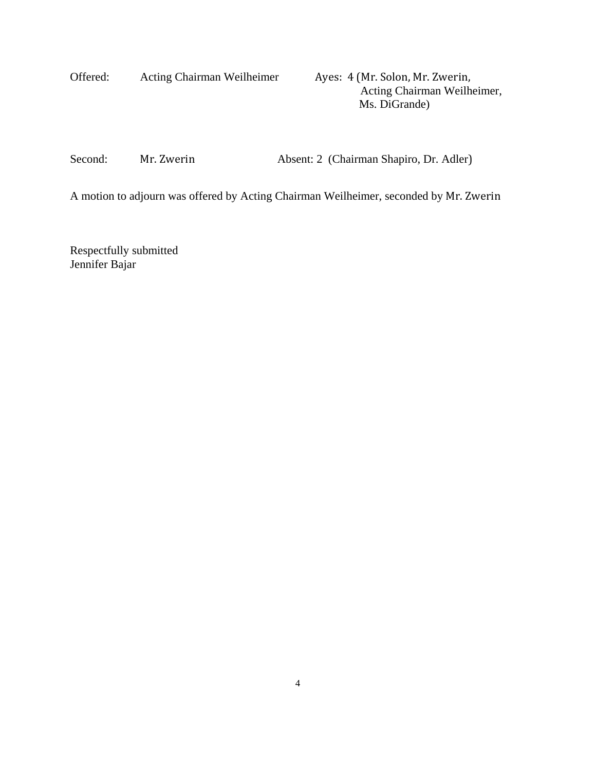Offered: Acting Chairman Weilheimer    Ayes: 4 (Mr. Solon, Mr. Zwerin, Acting Chairman Weilheimer, Ms. DiGrande)

Second: Mr. Zwerin    Absent: 2 (Chairman Shapiro, Dr. Adler)

A motion to adjourn was offered by Acting Chairman Weilheimer, seconded by Mr. Zwerin

Respectfully submitted
Jennifer Bajar